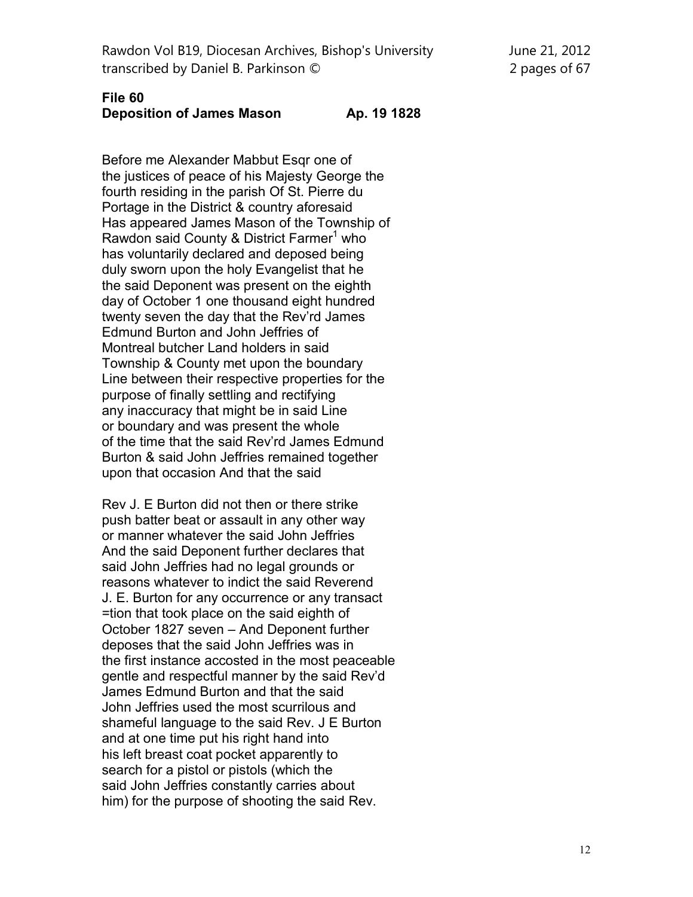**File 60**
**Deposition of James Mason Ap. 19 1828**

Before me Alexander Mabbut Esqr one of
the justices of peace of his Majesty George the
fourth residing in the parish Of St. Pierre du
Portage in the District & country aforesaid
Has appeared James Mason of the Township of
Rawdon said County & District Farmer[1] who
has voluntarily declared and deposed being
duly sworn upon the holy Evangelist that he
the said Deponent was present on the eighth
day of October 1 one thousand eight hundred
twenty seven the day that the Rev'rd James
Edmund Burton and John Jeffries of
Montreal butcher Land holders in said
Township & County met upon the boundary
Line between their respective properties for the
purpose of finally settling and rectifying
any inaccuracy that might be in said Line
or boundary and was present the whole
of the time that the said Rev'rd James Edmund
Burton & said John Jeffries remained together
upon that occasion And that the said

Rev J. E Burton did not then or there strike
push batter beat or assault in any other way
or manner whatever the said John Jeffries
And the said Deponent further declares that
said John Jeffries had no legal grounds or
reasons whatever to indict the said Reverend
J. E. Burton for any occurrence or any transact
=tion that took place on the said eighth of
October 1827 seven – And Deponent further
deposes that the said John Jeffries was in
the first instance accosted in the most peaceable
gentle and respectful manner by the said Rev'd
James Edmund Burton and that the said
John Jeffries used the most scurrilous and
shameful language to the said Rev. J E Burton
and at one time put his right hand into
his left breast coat pocket apparently to
search for a pistol or pistols (which the
said John Jeffries constantly carries about
him) for the purpose of shooting the said Rev.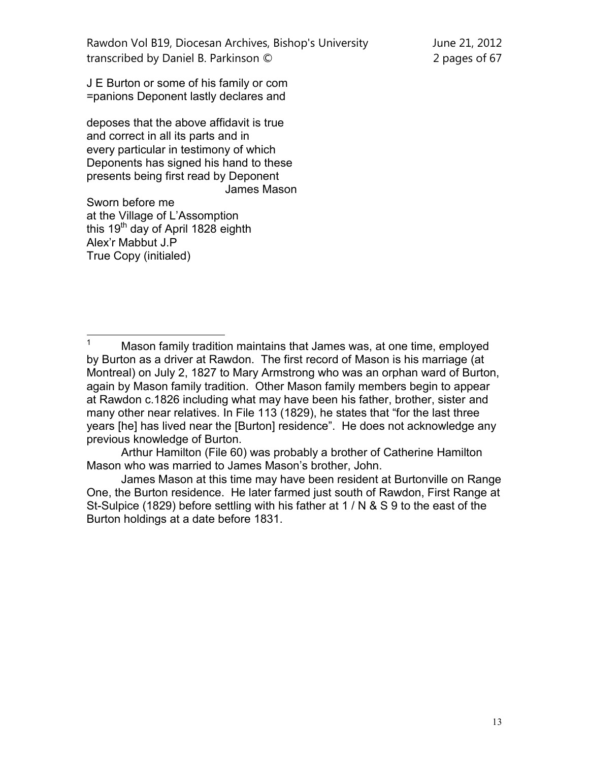J E Burton or some of his family or com
=panions Deponent lastly declares and

deposes that the above affidavit is true
and correct in all its parts and in
every particular in testimony of which
Deponents has signed his hand to these
presents being first read by Deponent
James Mason

Sworn before me
at the Village of L'Assomption
this 19th day of April 1828 eighth
Alex'r Mabbut J.P
True Copy (initialed)

---

[1] Mason family tradition maintains that James was, at one time, employed by Burton as a driver at Rawdon. The first record of Mason is his marriage (at Montreal) on July 2, 1827 to Mary Armstrong who was an orphan ward of Burton, again by Mason family tradition. Other Mason family members begin to appear at Rawdon c.1826 including what may have been his father, brother, sister and many other near relatives. In File 113 (1829), he states that "for the last three years [he] has lived near the [Burton] residence". He does not acknowledge any previous knowledge of Burton.

Arthur Hamilton (File 60) was probably a brother of Catherine Hamilton Mason who was married to James Mason's brother, John.

James Mason at this time may have been resident at Burtonville on Range One, the Burton residence. He later farmed just south of Rawdon, First Range at St-Sulpice (1829) before settling with his father at 1 / N & S 9 to the east of the Burton holdings at a date before 1831.